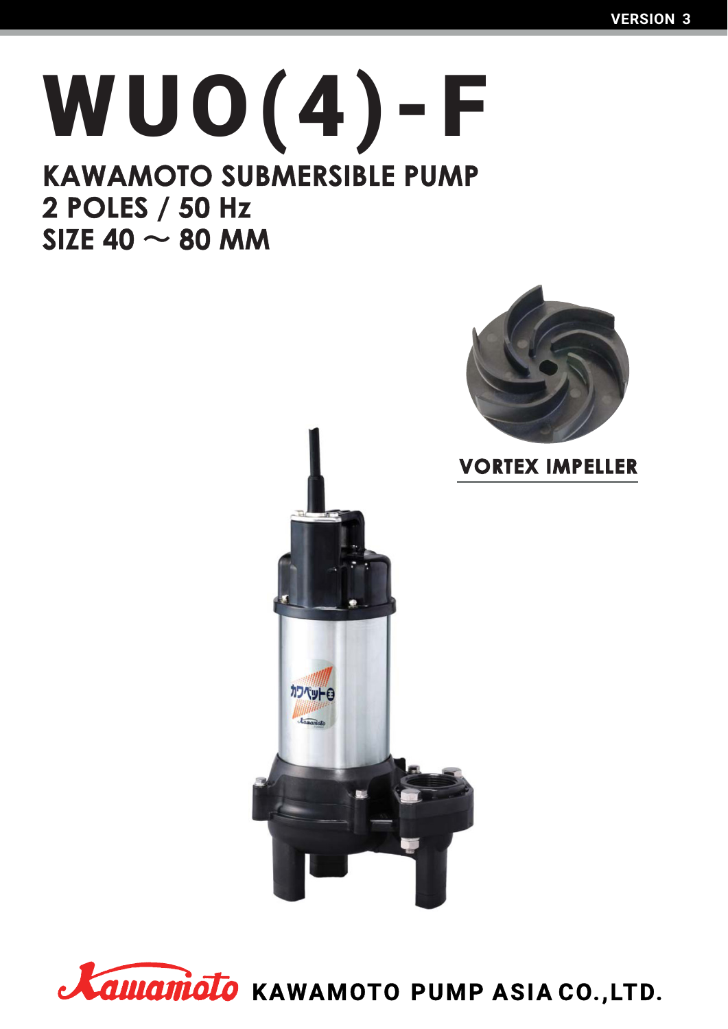VERSION 3

# WUO(4)-F

## KAWAMOTO SUBMERSIBLE PUMP
## 2 POLES / 50 Hz
## SIZE 40 ～ 80 MM

**VORTEX IMPELLER**

**KAWAMOTO PUMP ASIA CO.,LTD.**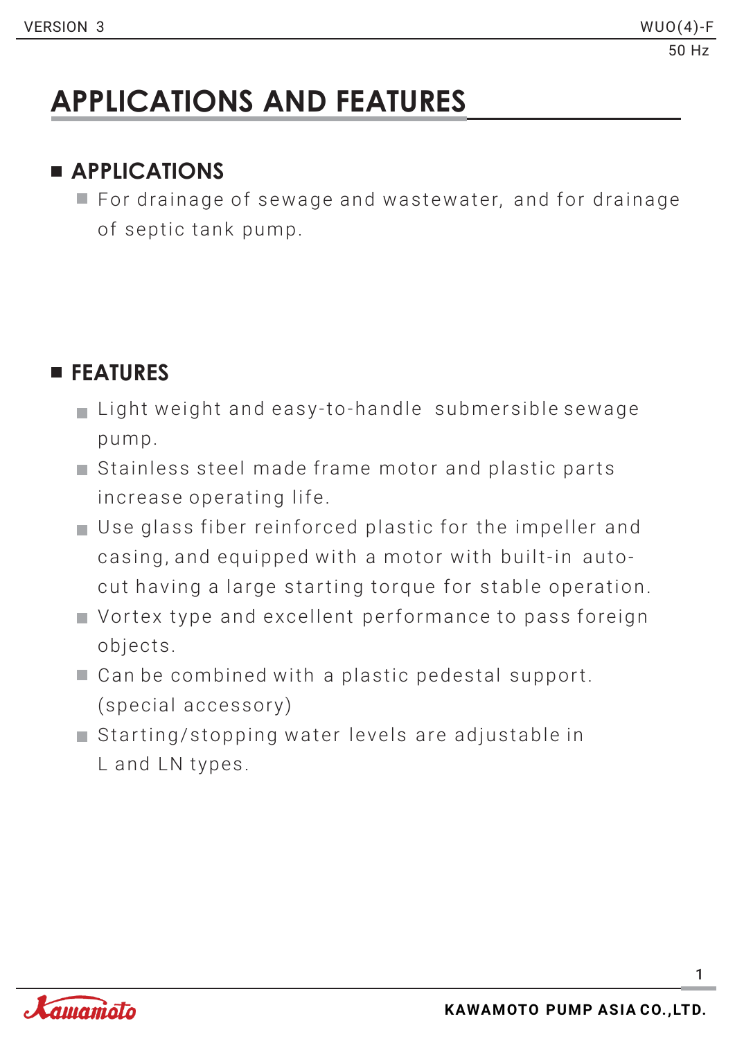# APPLICATIONS AND FEATURES

## APPLICATIONS

- For drainage of sewage and wastewater, and for drainage of septic tank pump.

## FEATURES

- Light weight and easy-to-handle submersible sewage pump.
- Stainless steel made frame motor and plastic parts increase operating life.
- Use glass fiber reinforced plastic for the impeller and casing, and equipped with a motor with built-in auto-cut having a large starting torque for stable operation.
- Vortex type and excellent performance to pass foreign objects.
- Can be combined with a plastic pedestal support. (special accessory)
- Starting/stopping water levels are adjustable in L and LN types.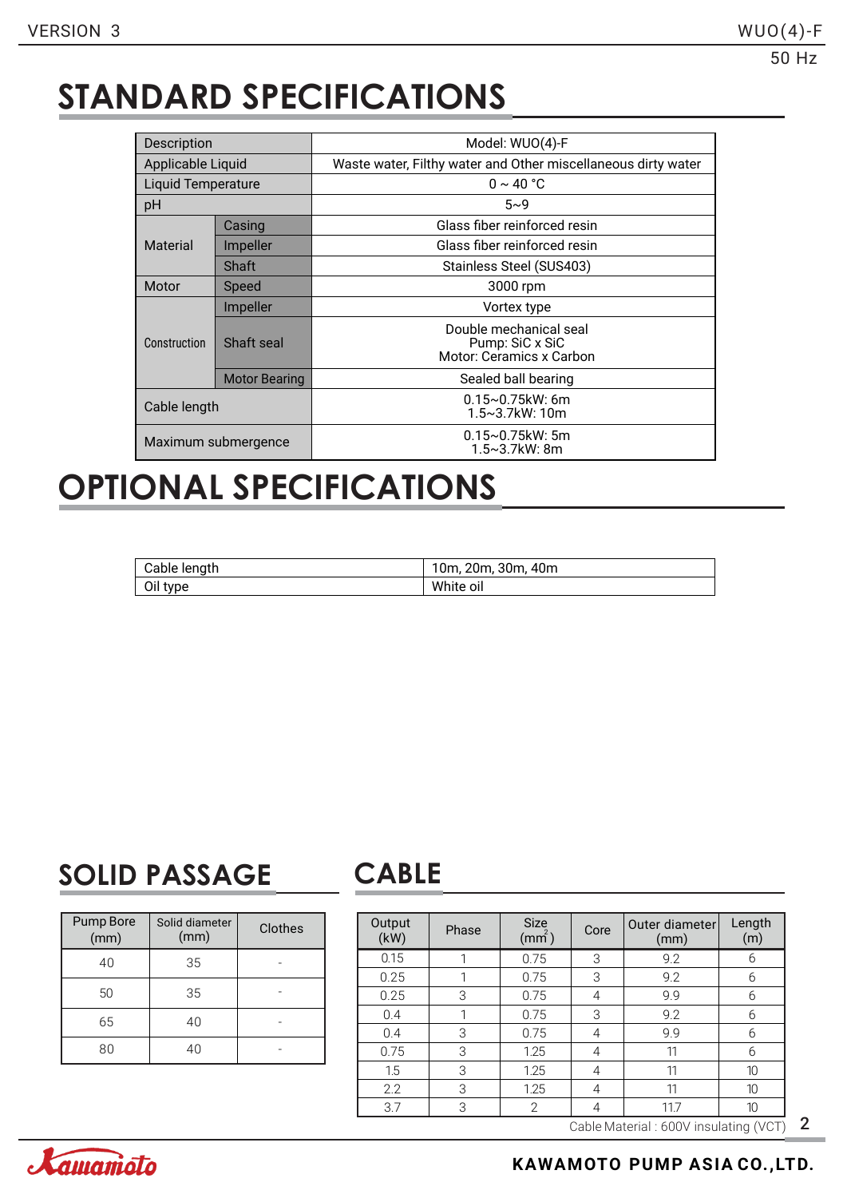# STANDARD SPECIFICATIONS

| Description | | Model: WUO(4)-F |
|---|---|---|
| Applicable Liquid | | Waste water, Filthy water and Other miscellaneous dirty water |
| Liquid Temperature | | 0 ~ 40 °C |
| pH | | 5~9 |
| Material | Casing | Glass fiber reinforced resin |
| | Impeller | Glass fiber reinforced resin |
| | Shaft | Stainless Steel (SUS403) |
| Motor | Speed | 3000 rpm |
| Construction | Impeller | Vortex type |
| | Shaft seal | Double mechanical seal<br>Pump: SiC x SiC<br>Motor: Ceramics x Carbon |
| | Motor Bearing | Sealed ball bearing |
| Cable length | | 0.15~0.75kW: 6m<br>1.5~3.7kW: 10m |
| Maximum submergence | | 0.15~0.75kW: 5m<br>1.5~3.7kW: 8m |

# OPTIONAL SPECIFICATIONS

| Cable length | 10m, 20m, 30m, 40m |
|---|---|
| Oil type | White oil |

## SOLID PASSAGE

| Pump Bore (mm) | Solid diameter (mm) | Clothes |
|---|---|---|
| 40 | 35 | - |
| 50 | 35 | - |
| 65 | 40 | - |
| 80 | 40 | - |

## CABLE

| Output (kW) | Phase | Size ($mm^2$) | Core | Outer diameter (mm) | Length (m) |
|---|---|---|---|---|---|
| 0.15 | 1 | 0.75 | 3 | 9.2 | 6 |
| 0.25 | 1 | 0.75 | 3 | 9.2 | 6 |
| 0.25 | 3 | 0.75 | 4 | 9.9 | 6 |
| 0.4 | 1 | 0.75 | 3 | 9.2 | 6 |
| 0.4 | 3 | 0.75 | 4 | 9.9 | 6 |
| 0.75 | 3 | 1.25 | 4 | 11 | 6 |
| 1.5 | 3 | 1.25 | 4 | 11 | 10 |
| 2.2 | 3 | 1.25 | 4 | 11 | 10 |
| 3.7 | 3 | 2 | 4 | 11.7 | 10 |

Cable Material : 600V insulating (VCT)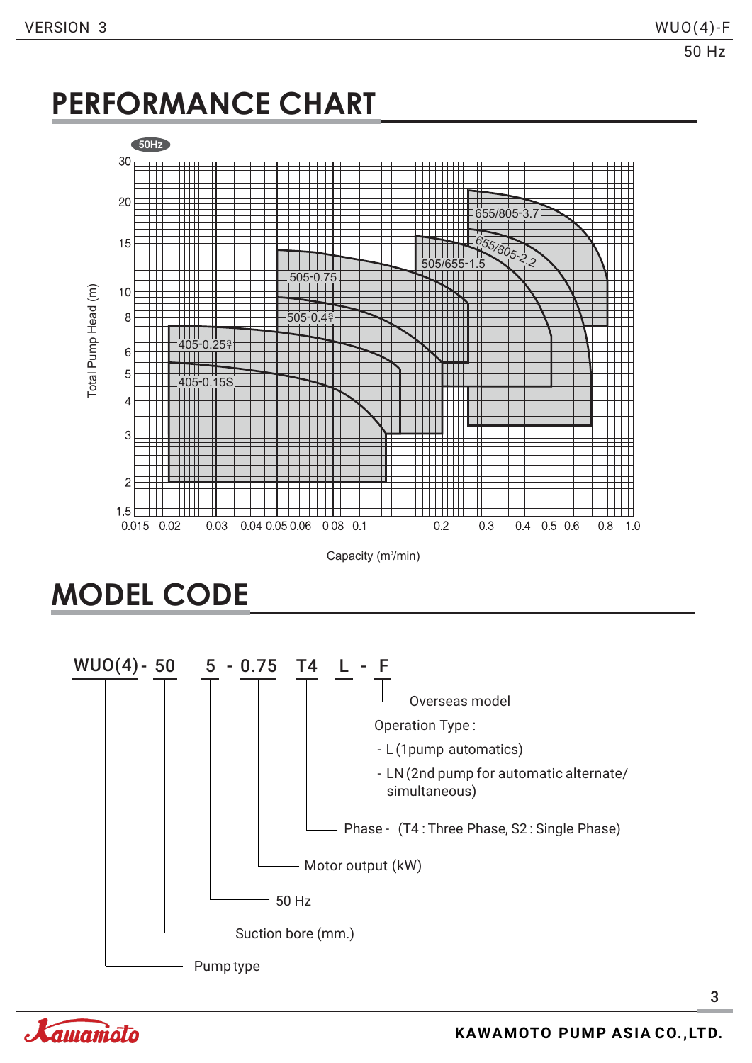# PERFORMANCE CHART

50Hz

Total Pump Head (m)

30, 20, 15, 10, 8, 6, 5, 4, 3, 2, 1.5

655/805-3.7

655/805-2.2

505/655-1.5

505-0.75

505-0.4 S/T

405-0.25 S/T

405-0.15S

0.015 0.02 0.03 0.04 0.05 0.06 0.08 0.1 0.2 0.3 0.4 0.5 0.6 0.8 1.0

Capacity ($m^3$/min)

# MODEL CODE

WUO(4) - 50 5 - 0.75 T4 L - F

- F: Overseas model
- L: Operation Type :
  - L (1pump automatics)
  - LN (2nd pump for automatic alternate/ simultaneous)
- T4: Phase - (T4 : Three Phase, S2 : Single Phase)
- 0.75: Motor output (kW)
- 5: 50 Hz
- 50: Suction bore (mm.)
- WUO(4): Pump type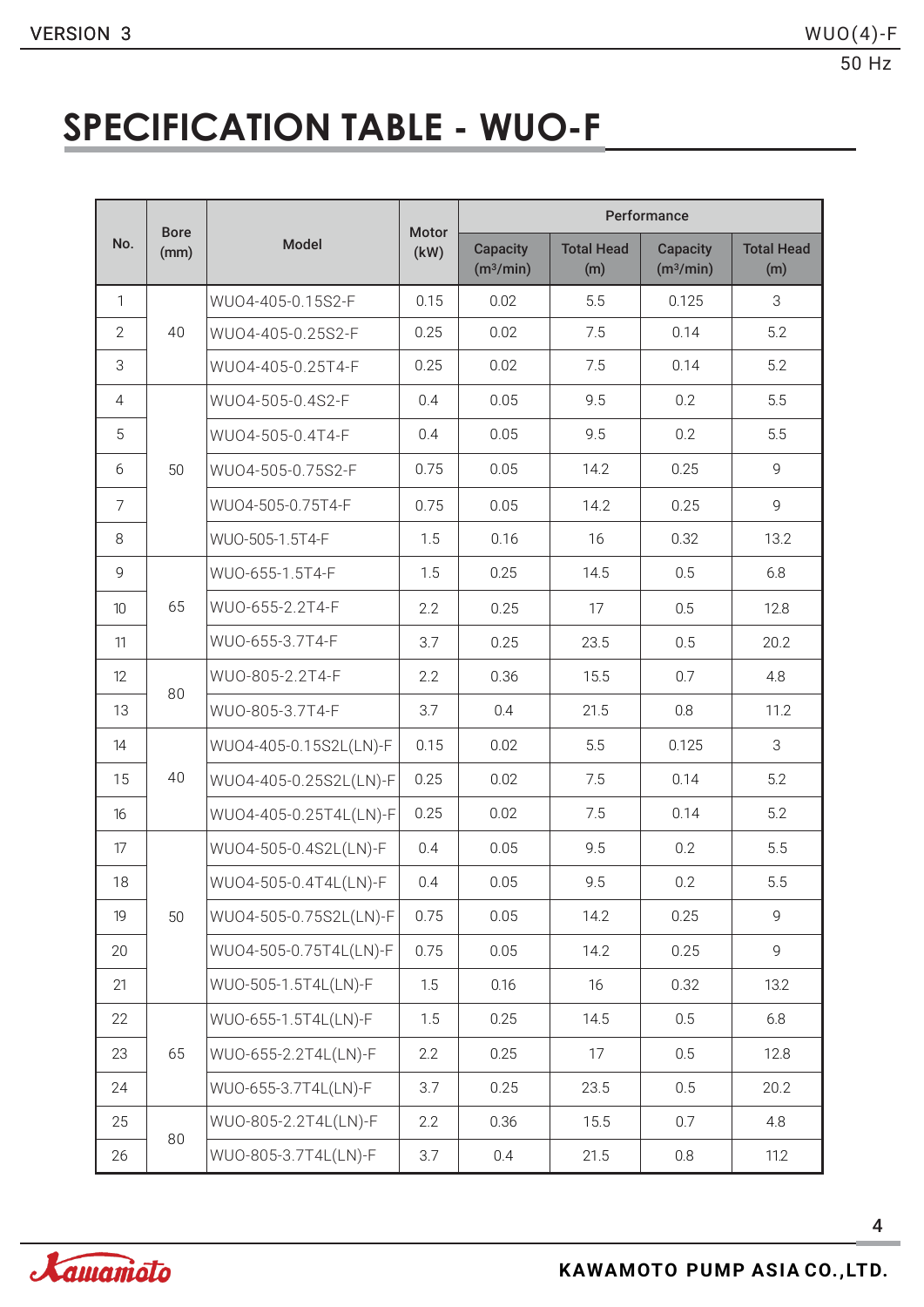# SPECIFICATION TABLE - WUO-F

| No. | Bore (mm) | Model | Motor (kW) | Performance | | | |
|---|---|---|---|---|---|---|---|
| | | | | Capacity ($m^3$/min) | Total Head (m) | Capacity ($m^3$/min) | Total Head (m) |
| 1 | 40 | WUO4-405-0.15S2-F | 0.15 | 0.02 | 5.5 | 0.125 | 3 |
| 2 | | WUO4-405-0.25S2-F | 0.25 | 0.02 | 7.5 | 0.14 | 5.2 |
| 3 | | WUO4-405-0.25T4-F | 0.25 | 0.02 | 7.5 | 0.14 | 5.2 |
| 4 | 50 | WUO4-505-0.4S2-F | 0.4 | 0.05 | 9.5 | 0.2 | 5.5 |
| 5 | | WUO4-505-0.4T4-F | 0.4 | 0.05 | 9.5 | 0.2 | 5.5 |
| 6 | | WUO4-505-0.75S2-F | 0.75 | 0.05 | 14.2 | 0.25 | 9 |
| 7 | | WUO4-505-0.75T4-F | 0.75 | 0.05 | 14.2 | 0.25 | 9 |
| 8 | | WUO-505-1.5T4-F | 1.5 | 0.16 | 16 | 0.32 | 13.2 |
| 9 | 65 | WUO-655-1.5T4-F | 1.5 | 0.25 | 14.5 | 0.5 | 6.8 |
| 10 | | WUO-655-2.2T4-F | 2.2 | 0.25 | 17 | 0.5 | 12.8 |
| 11 | | WUO-655-3.7T4-F | 3.7 | 0.25 | 23.5 | 0.5 | 20.2 |
| 12 | 80 | WUO-805-2.2T4-F | 2.2 | 0.36 | 15.5 | 0.7 | 4.8 |
| 13 | | WUO-805-3.7T4-F | 3.7 | 0.4 | 21.5 | 0.8 | 11.2 |
| 14 | 40 | WUO4-405-0.15S2L(LN)-F | 0.15 | 0.02 | 5.5 | 0.125 | 3 |
| 15 | | WUO4-405-0.25S2L(LN)-F | 0.25 | 0.02 | 7.5 | 0.14 | 5.2 |
| 16 | | WUO4-405-0.25T4L(LN)-F | 0.25 | 0.02 | 7.5 | 0.14 | 5.2 |
| 17 | 50 | WUO4-505-0.4S2L(LN)-F | 0.4 | 0.05 | 9.5 | 0.2 | 5.5 |
| 18 | | WUO4-505-0.4T4L(LN)-F | 0.4 | 0.05 | 9.5 | 0.2 | 5.5 |
| 19 | | WUO4-505-0.75S2L(LN)-F | 0.75 | 0.05 | 14.2 | 0.25 | 9 |
| 20 | | WUO4-505-0.75T4L(LN)-F | 0.75 | 0.05 | 14.2 | 0.25 | 9 |
| 21 | | WUO-505-1.5T4L(LN)-F | 1.5 | 0.16 | 16 | 0.32 | 13.2 |
| 22 | 65 | WUO-655-1.5T4L(LN)-F | 1.5 | 0.25 | 14.5 | 0.5 | 6.8 |
| 23 | | WUO-655-2.2T4L(LN)-F | 2.2 | 0.25 | 17 | 0.5 | 12.8 |
| 24 | | WUO-655-3.7T4L(LN)-F | 3.7 | 0.25 | 23.5 | 0.5 | 20.2 |
| 25 | 80 | WUO-805-2.2T4L(LN)-F | 2.2 | 0.36 | 15.5 | 0.7 | 4.8 |
| 26 | | WUO-805-3.7T4L(LN)-F | 3.7 | 0.4 | 21.5 | 0.8 | 11.2 |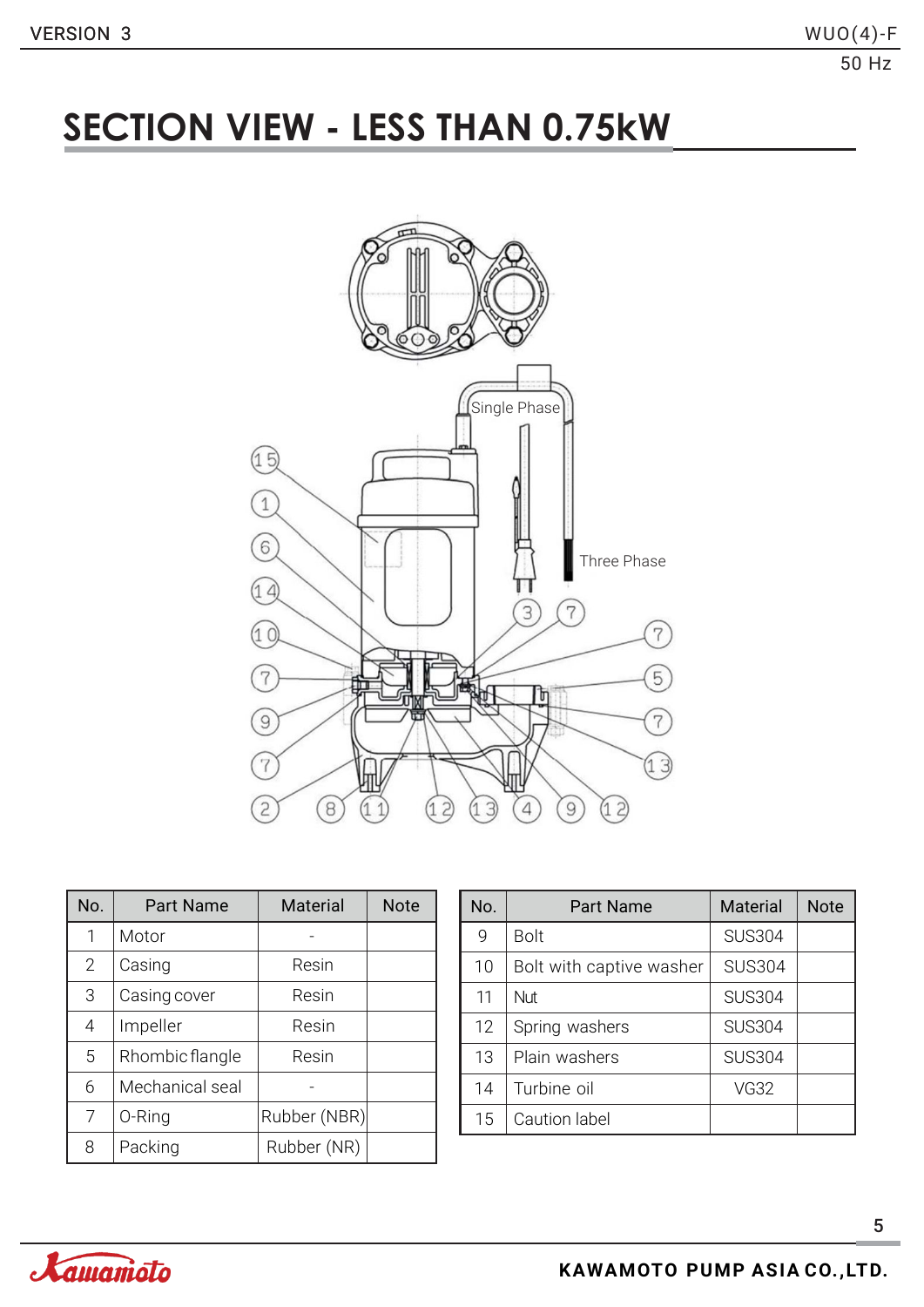# SECTION VIEW - LESS THAN 0.75kW

Single Phase

Three Phase

| No. | Part Name | Material | Note |
|---|---|---|---|
| 1 | Motor | - | |
| 2 | Casing | Resin | |
| 3 | Casing cover | Resin | |
| 4 | Impeller | Resin | |
| 5 | Rhombic flange | Resin | |
| 6 | Mechanical seal | - | |
| 7 | O-Ring | Rubber (NBR) | |
| 8 | Packing | Rubber (NR) | |

| No. | Part Name | Material | Note |
|---|---|---|---|
| 9 | Bolt | SUS304 | |
| 10 | Bolt with captive washer | SUS304 | |
| 11 | Nut | SUS304 | |
| 12 | Spring washers | SUS304 | |
| 13 | Plain washers | SUS304 | |
| 14 | Turbine oil | VG32 | |
| 15 | Caution label | | |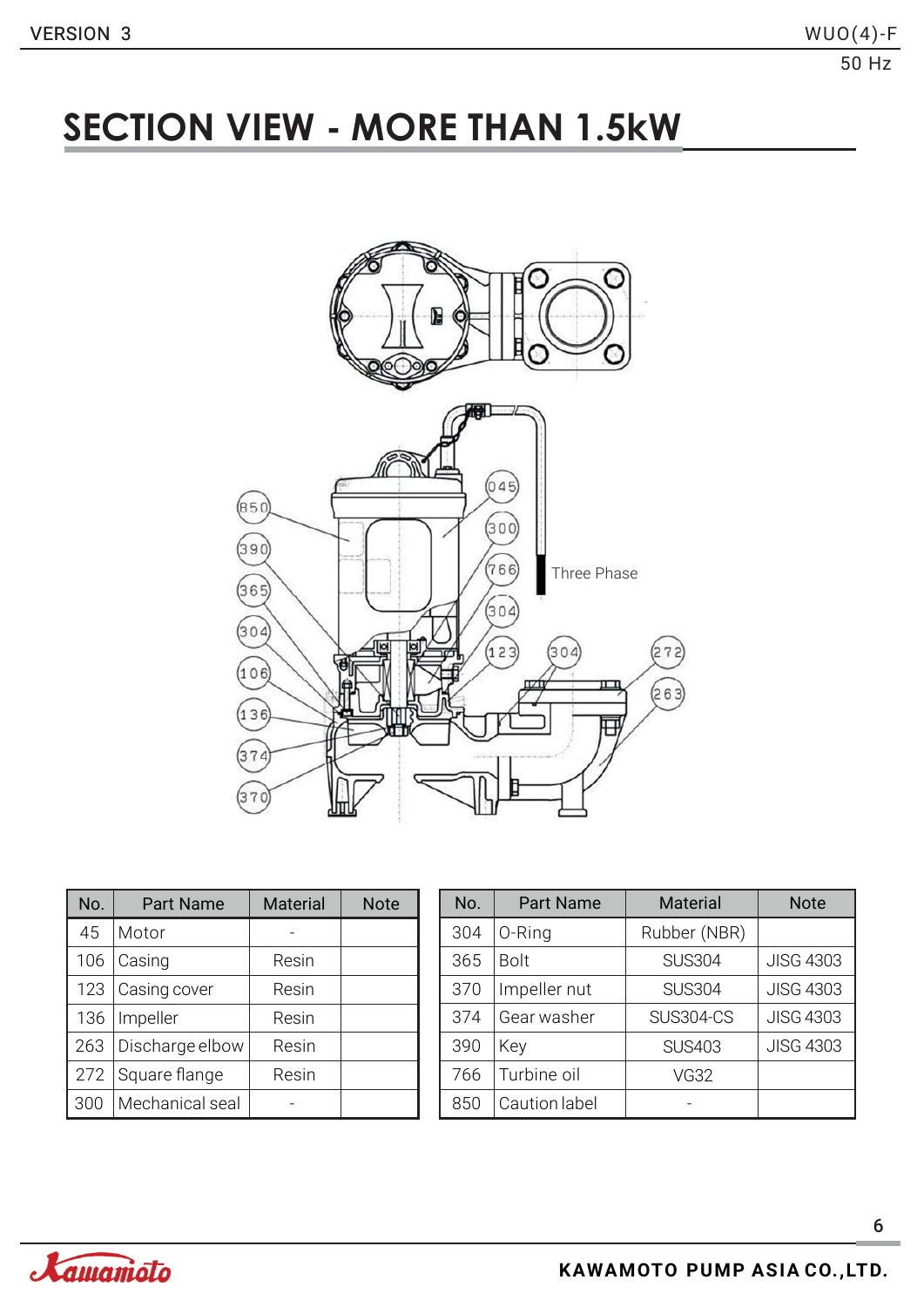# SECTION VIEW - MORE THAN 1.5kW

Three Phase

| No. | Part Name | Material | Note |
|---|---|---|---|
| 45 | Motor | - | |
| 106 | Casing | Resin | |
| 123 | Casing cover | Resin | |
| 136 | Impeller | Resin | |
| 263 | Discharge elbow | Resin | |
| 272 | Square flange | Resin | |
| 300 | Mechanical seal | - | |

| No. | Part Name | Material | Note |
|---|---|---|---|
| 304 | O-Ring | Rubber (NBR) | |
| 365 | Bolt | SUS304 | JISG 4303 |
| 370 | Impeller nut | SUS304 | JISG 4303 |
| 374 | Gear washer | SUS304-CS | JISG 4303 |
| 390 | Key | SUS403 | JISG 4303 |
| 766 | Turbine oil | VG32 | |
| 850 | Caution label | - | |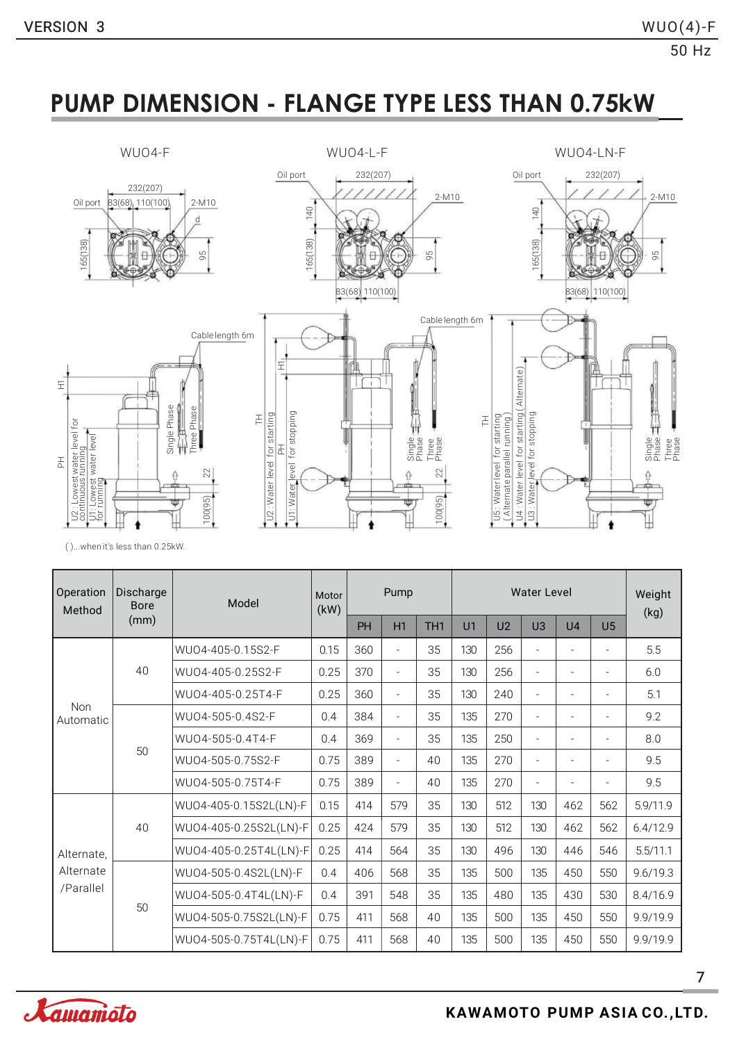# PUMP DIMENSION - FLANGE TYPE LESS THAN 0.75kW

WUO4-F

WUO4-L-F

WUO4-LN-F

( )...when it's less than 0.25kW.

| Operation Method | Discharge Bore (mm) | Model | Motor (kW) | Pump | | | Water Level | | | | | Weight (kg) |
|---|---|---|---|---|---|---|---|---|---|---|---|---|
| | | | | PH | H1 | TH1 | U1 | U2 | U3 | U4 | U5 | |
| Non Automatic | 40 | WUO4-405-0.15S2-F | 0.15 | 360 | - | 35 | 130 | 256 | - | - | - | 5.5 |
| | | WUO4-405-0.25S2-F | 0.25 | 370 | - | 35 | 130 | 256 | - | - | - | 6.0 |
| | | WUO4-405-0.25T4-F | 0.25 | 360 | - | 35 | 130 | 240 | - | - | - | 5.1 |
| | 50 | WUO4-505-0.4S2-F | 0.4 | 384 | - | 35 | 135 | 270 | - | - | - | 9.2 |
| | | WUO4-505-0.4T4-F | 0.4 | 369 | - | 35 | 135 | 250 | - | - | - | 8.0 |
| | | WUO4-505-0.75S2-F | 0.75 | 389 | - | 40 | 135 | 270 | - | - | - | 9.5 |
| | | WUO4-505-0.75T4-F | 0.75 | 389 | - | 40 | 135 | 270 | - | - | - | 9.5 |
| Alternate, Alternate /Parallel | 40 | WUO4-405-0.15S2L(LN)-F | 0.15 | 414 | 579 | 35 | 130 | 512 | 130 | 462 | 562 | 5.9/11.9 |
| | | WUO4-405-0.25S2L(LN)-F | 0.25 | 424 | 579 | 35 | 130 | 512 | 130 | 462 | 562 | 6.4/12.9 |
| | | WUO4-405-0.25T4L(LN)-F | 0.25 | 414 | 564 | 35 | 130 | 496 | 130 | 446 | 546 | 5.5/11.1 |
| | 50 | WUO4-505-0.4S2L(LN)-F | 0.4 | 406 | 568 | 35 | 135 | 500 | 135 | 450 | 550 | 9.6/19.3 |
| | | WUO4-505-0.4T4L(LN)-F | 0.4 | 391 | 548 | 35 | 135 | 480 | 135 | 430 | 530 | 8.4/16.9 |
| | | WUO4-505-0.75S2L(LN)-F | 0.75 | 411 | 568 | 40 | 135 | 500 | 135 | 450 | 550 | 9.9/19.9 |
| | | WUO4-505-0.75T4L(LN)-F | 0.75 | 411 | 568 | 40 | 135 | 500 | 135 | 450 | 550 | 9.9/19.9 |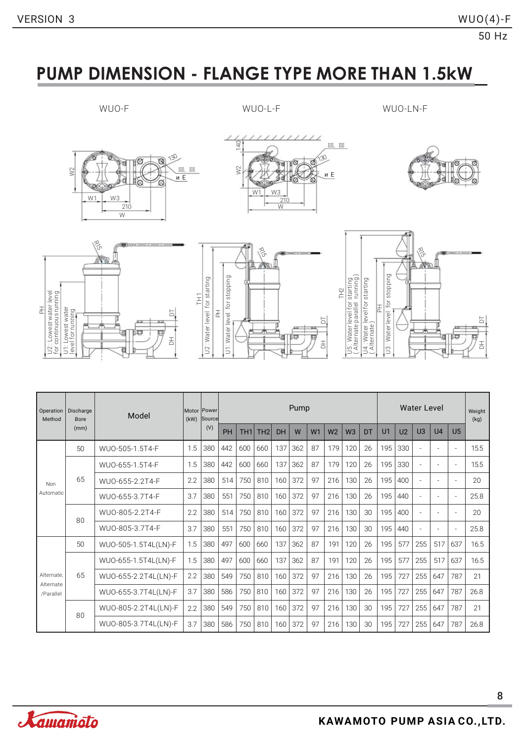# PUMP DIMENSION - FLANGE TYPE MORE THAN 1.5kW

WUO-F　　WUO-L-F　　WUO-LN-F

| Operation Method | Discharge Bore (mm) | Model | Motor (kW) | Power Source (V) | Pump | | | | | | | | | Water Level | | | | | Weight (kg) |
|---|---|---|---|---|---|---|---|---|---|---|---|---|---|---|---|---|---|---|---|
| | | | | | PH | TH1 | TH2 | DH | W | W1 | W2 | W3 | DT | U1 | U2 | U3 | U4 | U5 | |
| Non Automatic | 50 | WUO-505-1.5T4-F | 1.5 | 380 | 442 | 600 | 660 | 137 | 362 | 87 | 179 | 120 | 26 | 195 | 330 | - | - | - | 15.5 |
| | 65 | WUO-655-1.5T4-F | 1.5 | 380 | 442 | 600 | 660 | 137 | 362 | 87 | 179 | 120 | 26 | 195 | 330 | - | - | - | 15.5 |
| | | WUO-655-2.2T4-F | 2.2 | 380 | 514 | 750 | 810 | 160 | 372 | 97 | 216 | 130 | 26 | 195 | 400 | - | - | - | 20 |
| | | WUO-655-3.7T4-F | 3.7 | 380 | 551 | 750 | 810 | 160 | 372 | 97 | 216 | 130 | 26 | 195 | 440 | - | - | - | 25.8 |
| | 80 | WUO-805-2.2T4-F | 2.2 | 380 | 514 | 750 | 810 | 160 | 372 | 97 | 216 | 130 | 30 | 195 | 400 | - | - | - | 20 |
| | | WUO-805-3.7T4-F | 3.7 | 380 | 551 | 750 | 810 | 160 | 372 | 97 | 216 | 130 | 30 | 195 | 440 | - | - | - | 25.8 |
| Alternate, Alternate /Parallel | 50 | WUO-505-1.5T4L(LN)-F | 1.5 | 380 | 497 | 600 | 660 | 137 | 362 | 87 | 191 | 120 | 26 | 195 | 577 | 255 | 517 | 637 | 16.5 |
| | 65 | WUO-655-1.5T4L(LN)-F | 1.5 | 380 | 497 | 600 | 660 | 137 | 362 | 87 | 191 | 120 | 26 | 195 | 577 | 255 | 517 | 637 | 16.5 |
| | | WUO-655-2.2T4L(LN)-F | 2.2 | 380 | 549 | 750 | 810 | 160 | 372 | 97 | 216 | 130 | 26 | 195 | 727 | 255 | 647 | 787 | 21 |
| | | WUO-655-3.7T4L(LN)-F | 3.7 | 380 | 586 | 750 | 810 | 160 | 372 | 97 | 216 | 130 | 26 | 195 | 727 | 255 | 647 | 787 | 26.8 |
| | 80 | WUO-805-2.2T4L(LN)-F | 2.2 | 380 | 549 | 750 | 810 | 160 | 372 | 97 | 216 | 130 | 30 | 195 | 727 | 255 | 647 | 787 | 21 |
| | | WUO-805-3.7T4L(LN)-F | 3.7 | 380 | 586 | 750 | 810 | 160 | 372 | 97 | 216 | 130 | 30 | 195 | 727 | 255 | 647 | 787 | 26.8 |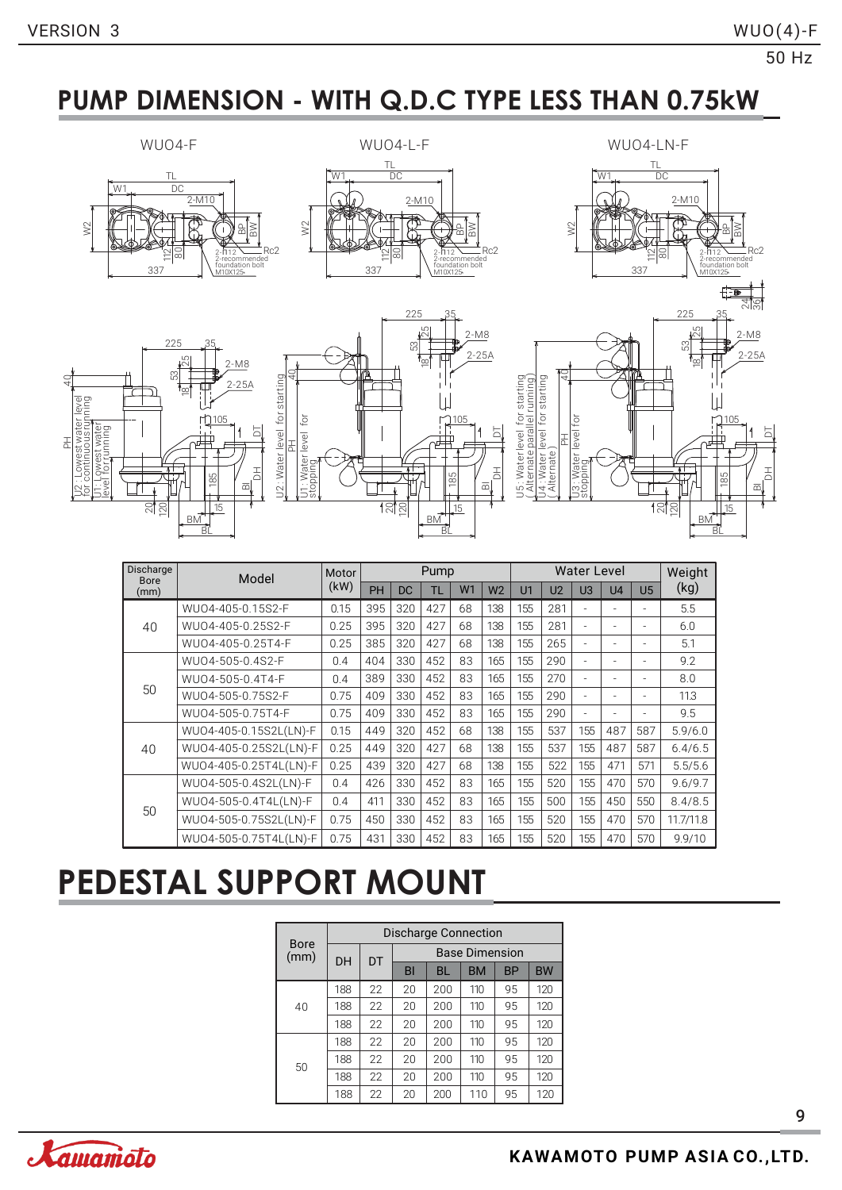# PUMP DIMENSION - WITH Q.D.C TYPE LESS THAN 0.75kW

WUO4-F

WUO4-L-F

WUO4-LN-F

| Discharge Bore (mm) | Model | Motor (kW) | Pump | | | | | Water Level | | | | | Weight (kg) |
|---|---|---|---|---|---|---|---|---|---|---|---|---|---|
| | | | PH | DC | TL | W1 | W2 | U1 | U2 | U3 | U4 | U5 | |
| 40 | WUO4-405-0.15S2-F | 0.15 | 395 | 320 | 427 | 68 | 138 | 155 | 281 | - | - | - | 5.5 |
| | WUO4-405-0.25S2-F | 0.25 | 395 | 320 | 427 | 68 | 138 | 155 | 281 | - | - | - | 6.0 |
| | WUO4-405-0.25T4-F | 0.25 | 385 | 320 | 427 | 68 | 138 | 155 | 265 | - | - | - | 5.1 |
| 50 | WUO4-505-0.4S2-F | 0.4 | 404 | 330 | 452 | 83 | 165 | 155 | 290 | - | - | - | 9.2 |
| | WUO4-505-0.4T4-F | 0.4 | 389 | 330 | 452 | 83 | 165 | 155 | 270 | - | - | - | 8.0 |
| | WUO4-505-0.75S2-F | 0.75 | 409 | 330 | 452 | 83 | 165 | 155 | 290 | - | - | - | 11.3 |
| | WUO4-505-0.75T4-F | 0.75 | 409 | 330 | 452 | 83 | 165 | 155 | 290 | - | - | - | 9.5 |
| 40 | WUO4-405-0.15S2L(LN)-F | 0.15 | 449 | 320 | 452 | 68 | 138 | 155 | 537 | 155 | 487 | 587 | 5.9/6.0 |
| | WUO4-405-0.25S2L(LN)-F | 0.25 | 449 | 320 | 427 | 68 | 138 | 155 | 537 | 155 | 487 | 587 | 6.4/6.5 |
| | WUO4-405-0.25T4L(LN)-F | 0.25 | 439 | 320 | 427 | 68 | 138 | 155 | 522 | 155 | 471 | 571 | 5.5/5.6 |
| 50 | WUO4-505-0.4S2L(LN)-F | 0.4 | 426 | 330 | 452 | 83 | 165 | 155 | 520 | 155 | 470 | 570 | 9.6/9.7 |
| | WUO4-505-0.4T4L(LN)-F | 0.4 | 411 | 330 | 452 | 83 | 165 | 155 | 500 | 155 | 450 | 550 | 8.4/8.5 |
| | WUO4-505-0.75S2L(LN)-F | 0.75 | 450 | 330 | 452 | 83 | 165 | 155 | 520 | 155 | 470 | 570 | 11.7/11.8 |
| | WUO4-505-0.75T4L(LN)-F | 0.75 | 431 | 330 | 452 | 83 | 165 | 155 | 520 | 155 | 470 | 570 | 9.9/10 |

# PEDESTAL SUPPORT MOUNT

| Bore (mm) | Discharge Connection | | | | | | |
|---|---|---|---|---|---|---|---|
| | DH | DT | Base Dimension | | | | |
| | | | BI | BL | BM | BP | BW |
| 40 | 188 | 22 | 20 | 200 | 110 | 95 | 120 |
| | 188 | 22 | 20 | 200 | 110 | 95 | 120 |
| | 188 | 22 | 20 | 200 | 110 | 95 | 120 |
| 50 | 188 | 22 | 20 | 200 | 110 | 95 | 120 |
| | 188 | 22 | 20 | 200 | 110 | 95 | 120 |
| | 188 | 22 | 20 | 200 | 110 | 95 | 120 |
| | 188 | 22 | 20 | 200 | 110 | 95 | 120 |

KAWAMOTO PUMP ASIA CO.,LTD.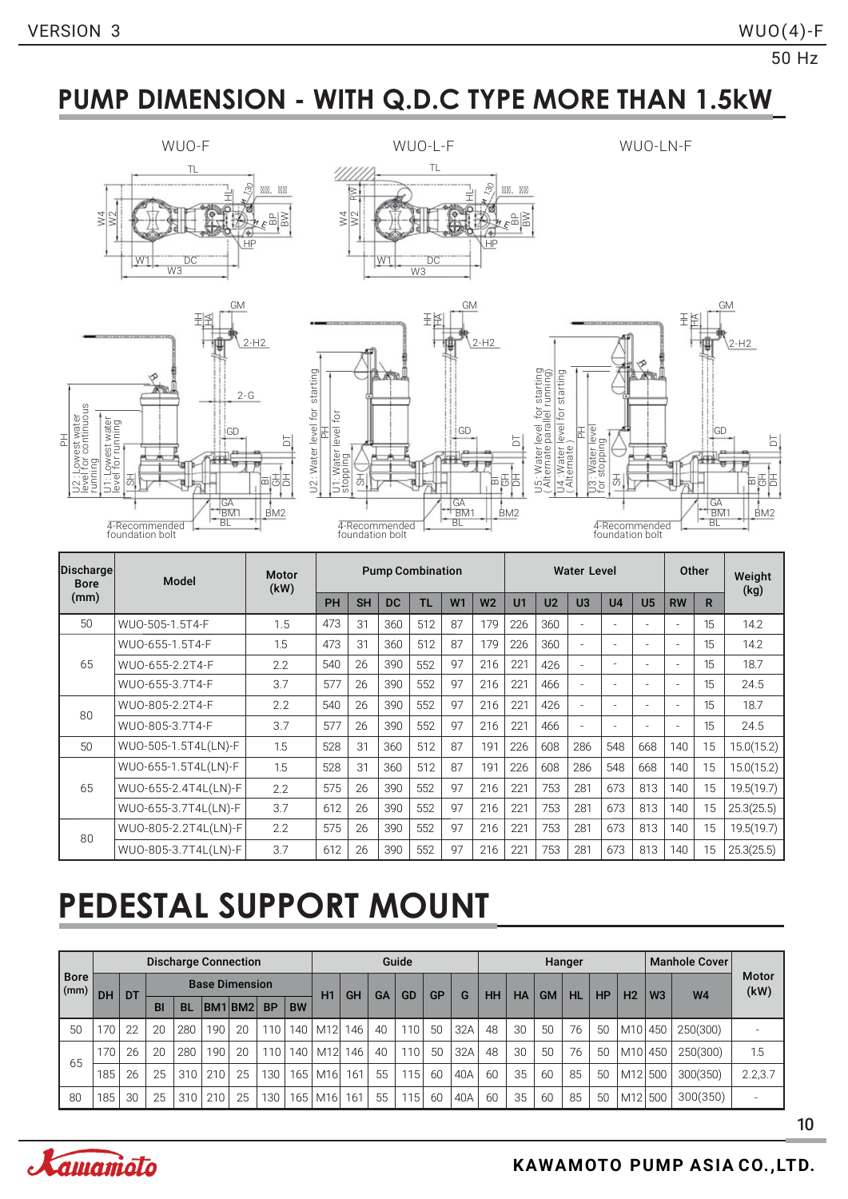# PUMP DIMENSION - WITH Q.D.C TYPE MORE THAN 1.5kW

WUO-F

WUO-L-F

WUO-LN-F

| Discharge Bore (mm) | Model | Motor (kW) | Pump Combination | | | | | | Water Level | | | | | Other | | Weight (kg) |
|---|---|---|---|---|---|---|---|---|---|---|---|---|---|---|---|---|
| | | | PH | SH | DC | TL | W1 | W2 | U1 | U2 | U3 | U4 | U5 | RW | R | |
| 50 | WUO-505-1.5T4-F | 1.5 | 473 | 31 | 360 | 512 | 87 | 179 | 226 | 360 | - | - | - | - | 15 | 14.2 |
| 65 | WUO-655-1.5T4-F | 1.5 | 473 | 31 | 360 | 512 | 87 | 179 | 226 | 360 | - | - | - | - | 15 | 14.2 |
| | WUO-655-2.2T4-F | 2.2 | 540 | 26 | 390 | 552 | 97 | 216 | 221 | 426 | - | - | - | - | 15 | 18.7 |
| | WUO-655-3.7T4-F | 3.7 | 577 | 26 | 390 | 552 | 97 | 216 | 221 | 466 | - | - | - | - | 15 | 24.5 |
| 80 | WUO-805-2.2T4-F | 2.2 | 540 | 26 | 390 | 552 | 97 | 216 | 221 | 426 | - | - | - | - | 15 | 18.7 |
| | WUO-805-3.7T4-F | 3.7 | 577 | 26 | 390 | 552 | 97 | 216 | 221 | 466 | - | - | - | - | 15 | 24.5 |
| 50 | WUO-505-1.5T4L(LN)-F | 1.5 | 528 | 31 | 360 | 512 | 87 | 191 | 226 | 608 | 286 | 548 | 668 | 140 | 15 | 15.0(15.2) |
| 65 | WUO-655-1.5T4L(LN)-F | 1.5 | 528 | 31 | 360 | 512 | 87 | 191 | 226 | 608 | 286 | 548 | 668 | 140 | 15 | 15.0(15.2) |
| | WUO-655-2.4T4L(LN)-F | 2.2 | 575 | 26 | 390 | 552 | 97 | 216 | 221 | 753 | 281 | 673 | 813 | 140 | 15 | 19.5(19.7) |
| | WUO-655-3.7T4L(LN)-F | 3.7 | 612 | 26 | 390 | 552 | 97 | 216 | 221 | 753 | 281 | 673 | 813 | 140 | 15 | 25.3(25.5) |
| 80 | WUO-805-2.2T4L(LN)-F | 2.2 | 575 | 26 | 390 | 552 | 97 | 216 | 221 | 753 | 281 | 673 | 813 | 140 | 15 | 19.5(19.7) |
| | WUO-805-3.7T4L(LN)-F | 3.7 | 612 | 26 | 390 | 552 | 97 | 216 | 221 | 753 | 281 | 673 | 813 | 140 | 15 | 25.3(25.5) |

# PEDESTAL SUPPORT MOUNT

| Bore (mm) | Discharge Connection | | | | | | | | Guide | | | | | | Hanger | | | | | | Manhole Cover | | Motor (kW) |
|---|---|---|---|---|---|---|---|---|---|---|---|---|---|---|---|---|---|---|---|---|---|---|---|
| | DH | DT | Base Dimension | | | | | | | | | | | | | | | | | | | | |
| | | | BI | BL | BM1 | BM2 | BP | BW | H1 | GH | GA | GD | GP | G | HH | HA | GM | HL | HP | H2 | W3 | W4 | |
| 50 | 170 | 22 | 20 | 280 | 190 | 20 | 110 | 140 | M12 | 146 | 40 | 110 | 50 | 32A | 48 | 30 | 50 | 76 | 50 | M10 | 450 | 250(300) | - |
| 65 | 170 | 26 | 20 | 280 | 190 | 20 | 110 | 140 | M12 | 146 | 40 | 110 | 50 | 32A | 48 | 30 | 50 | 76 | 50 | M10 | 450 | 250(300) | 1.5 |
| | 185 | 26 | 25 | 310 | 210 | 25 | 130 | 165 | M16 | 161 | 55 | 115 | 60 | 40A | 60 | 35 | 60 | 85 | 50 | M12 | 500 | 300(350) | 2.2,3.7 |
| 80 | 185 | 30 | 25 | 310 | 210 | 25 | 130 | 165 | M16 | 161 | 55 | 115 | 60 | 40A | 60 | 35 | 60 | 85 | 50 | M12 | 500 | 300(350) | - |

KAWAMOTO PUMP ASIA CO.,LTD.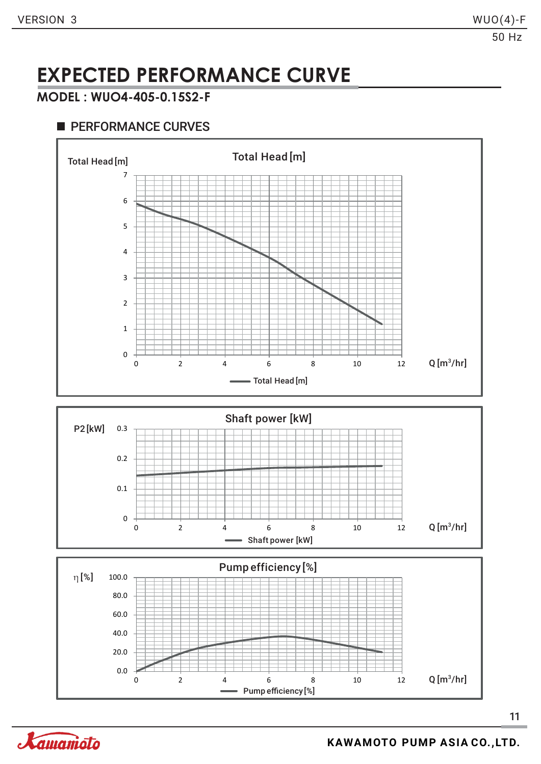# EXPECTED PERFORMANCE CURVE

## MODEL : WUO4-405-0.15S2-F

### PERFORMANCE CURVES

Total Head [m]

Total Head [m]

Q [m³/hr]

Total Head [m]

Shaft power [kW]

P2 [kW]

Q [m³/hr]

Shaft power [kW]

Pump efficiency [%]

η [%]

Q [m³/hr]

Pump efficiency [%]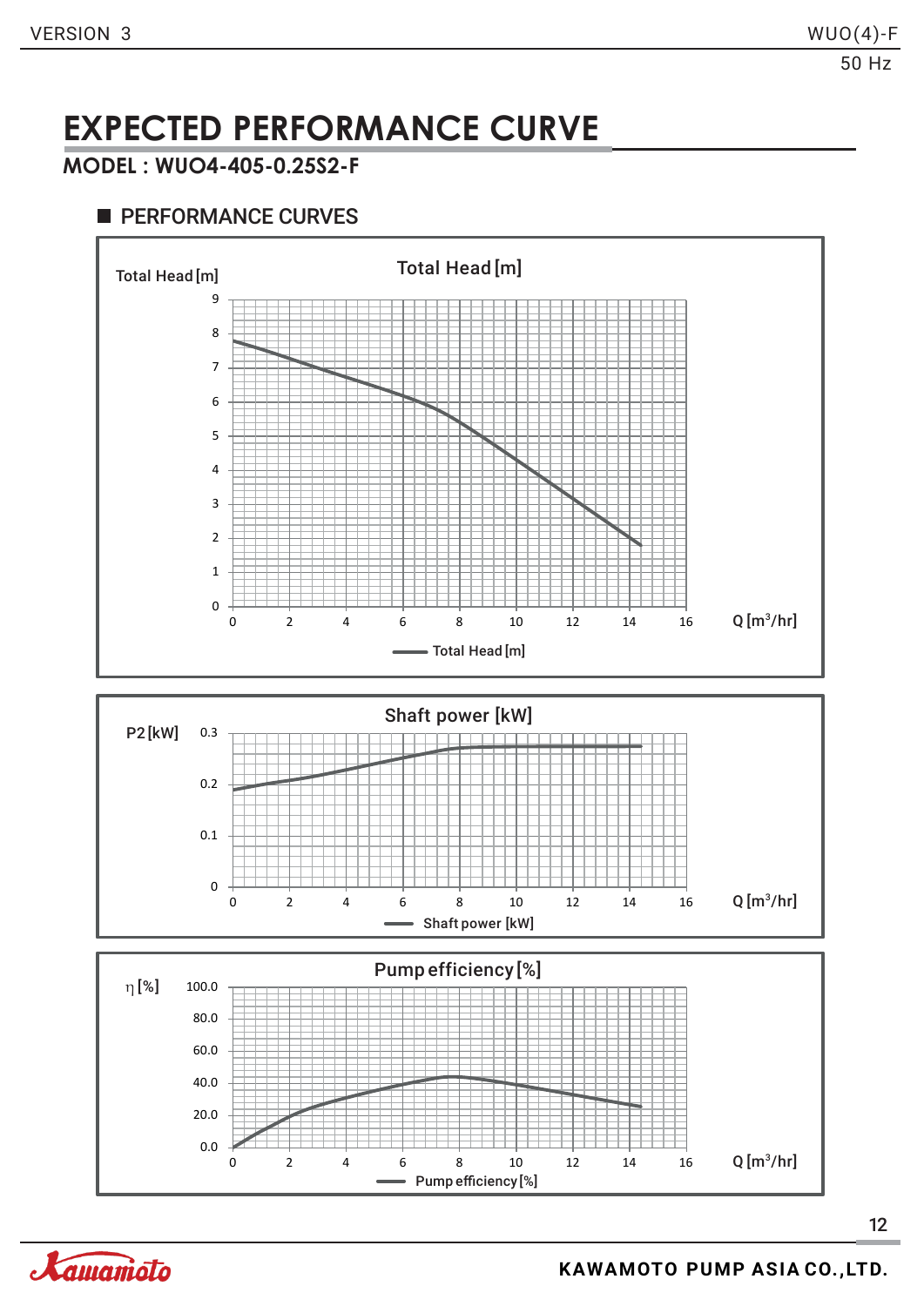# EXPECTED PERFORMANCE CURVE

## MODEL : WUO4-405-0.25S2-F

### PERFORMANCE CURVES

**Total Head [m]**

Total Head [m]

Q [$m^3$/hr]

— Total Head [m]

**Shaft power [kW]**

P2 [kW]

Q [$m^3$/hr]

— Shaft power [kW]

**Pump efficiency [%]**

η [%]

Q [$m^3$/hr]

— Pump efficiency [%]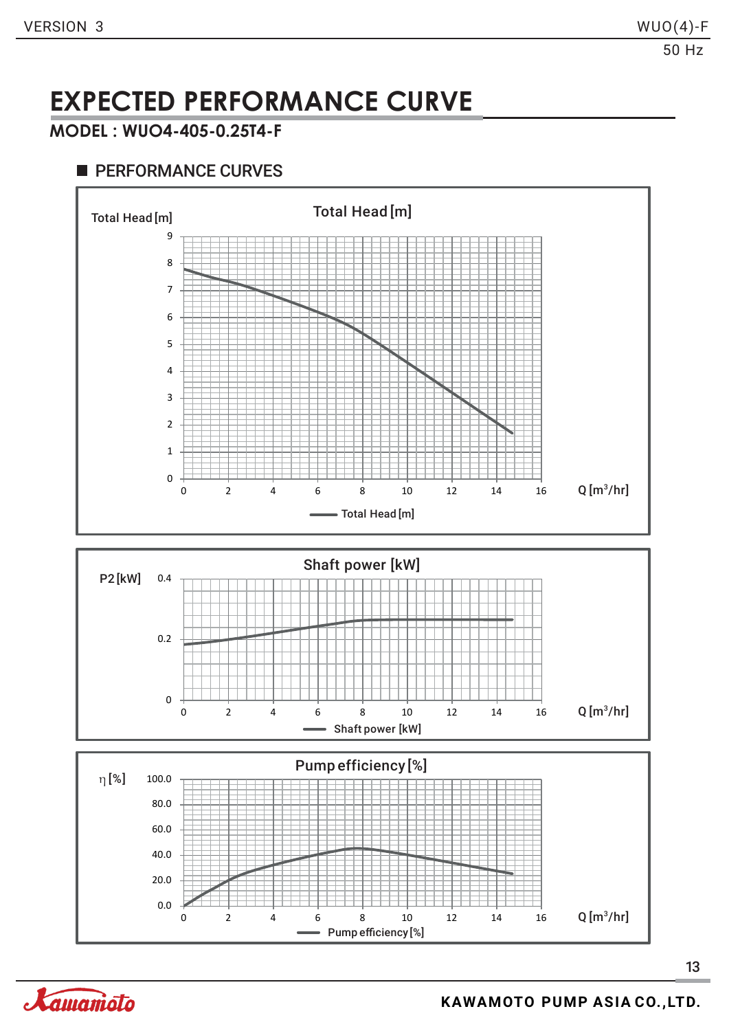# EXPECTED PERFORMANCE CURVE

## MODEL : WUO4-405-0.25T4-F

### PERFORMANCE CURVES

Total Head [m]

Total Head [m]

Q [$m^3$/hr]

Shaft power [kW]

P2 [kW]

Q [$m^3$/hr]

Pump efficiency [%]

η [%]

Q [$m^3$/hr]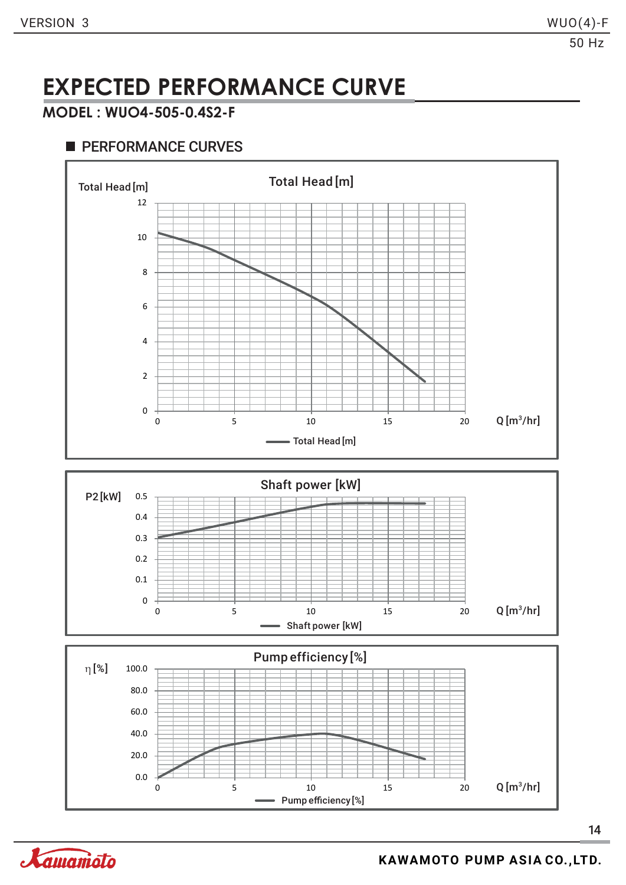# EXPECTED PERFORMANCE CURVE

## MODEL : WUO4-505-0.4S2-F

### PERFORMANCE CURVES

**Total Head [m]**

Total Head [m]

12, 10, 8, 6, 4, 2, 0

0, 5, 10, 15, 20 — Q [$m^3$/hr]

— Total Head [m]

**Shaft power [kW]**

P2 [kW]

0.5, 0.4, 0.3, 0.2, 0.1, 0

0, 5, 10, 15, 20 — Q [$m^3$/hr]

— Shaft power [kW]

**Pump efficiency [%]**

η [%]

100.0, 80.0, 60.0, 40.0, 20.0, 0.0

0, 5, 10, 15, 20 — Q [$m^3$/hr]

— Pump efficiency [%]

KAWAMOTO PUMP ASIA CO.,LTD.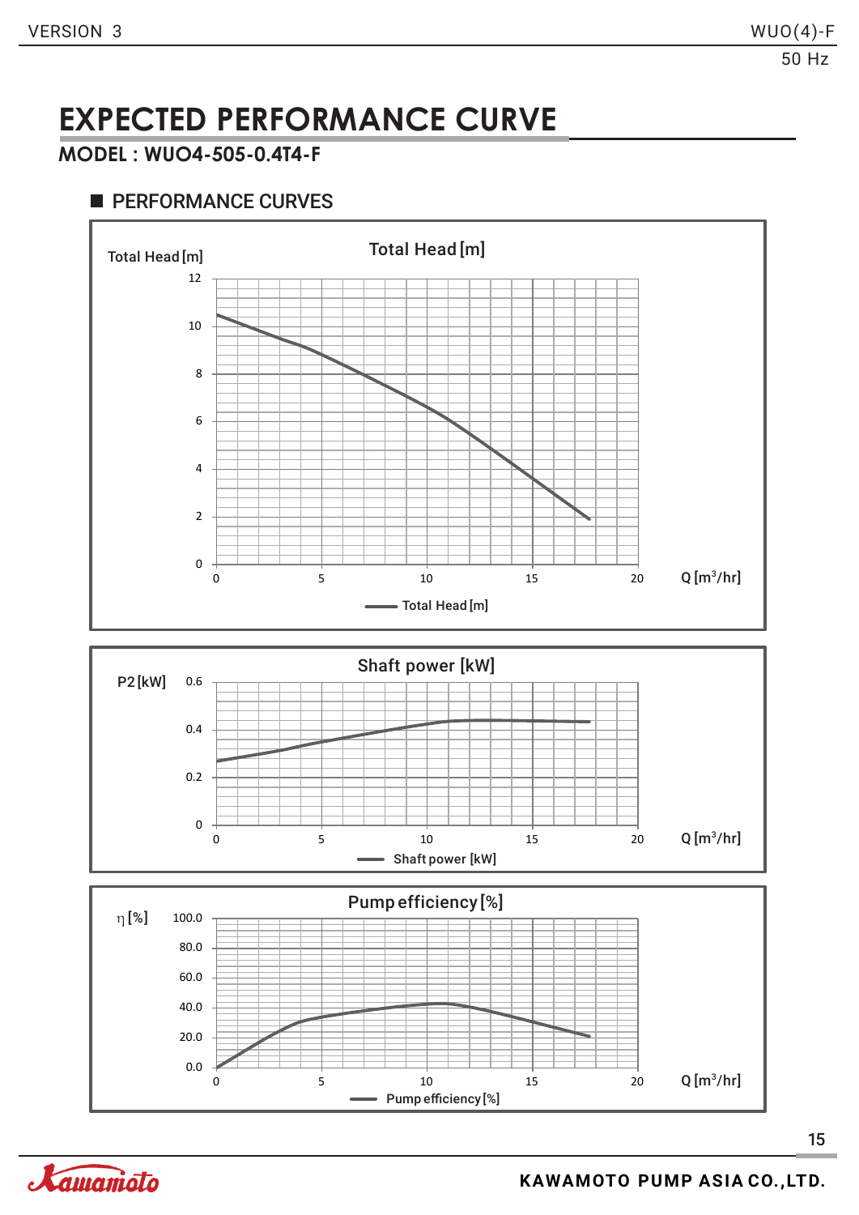# EXPECTED PERFORMANCE CURVE

**MODEL : WUO4-505-0.4T4-F**

## PERFORMANCE CURVES

Total Head [m]

Total Head [m]

12
10
8
6
4
2
0

0 5 10 15 20 Q [m³/hr]

Total Head [m]

Shaft power [kW]

P2 [kW] 0.6
0.4
0.2
0

0 5 10 15 20 Q [m³/hr]

Shaft power [kW]

Pump efficiency [%]

η [%] 100.0
80.0
60.0
40.0
20.0
0.0

0 5 10 15 20 Q [m³/hr]

Pump efficiency [%]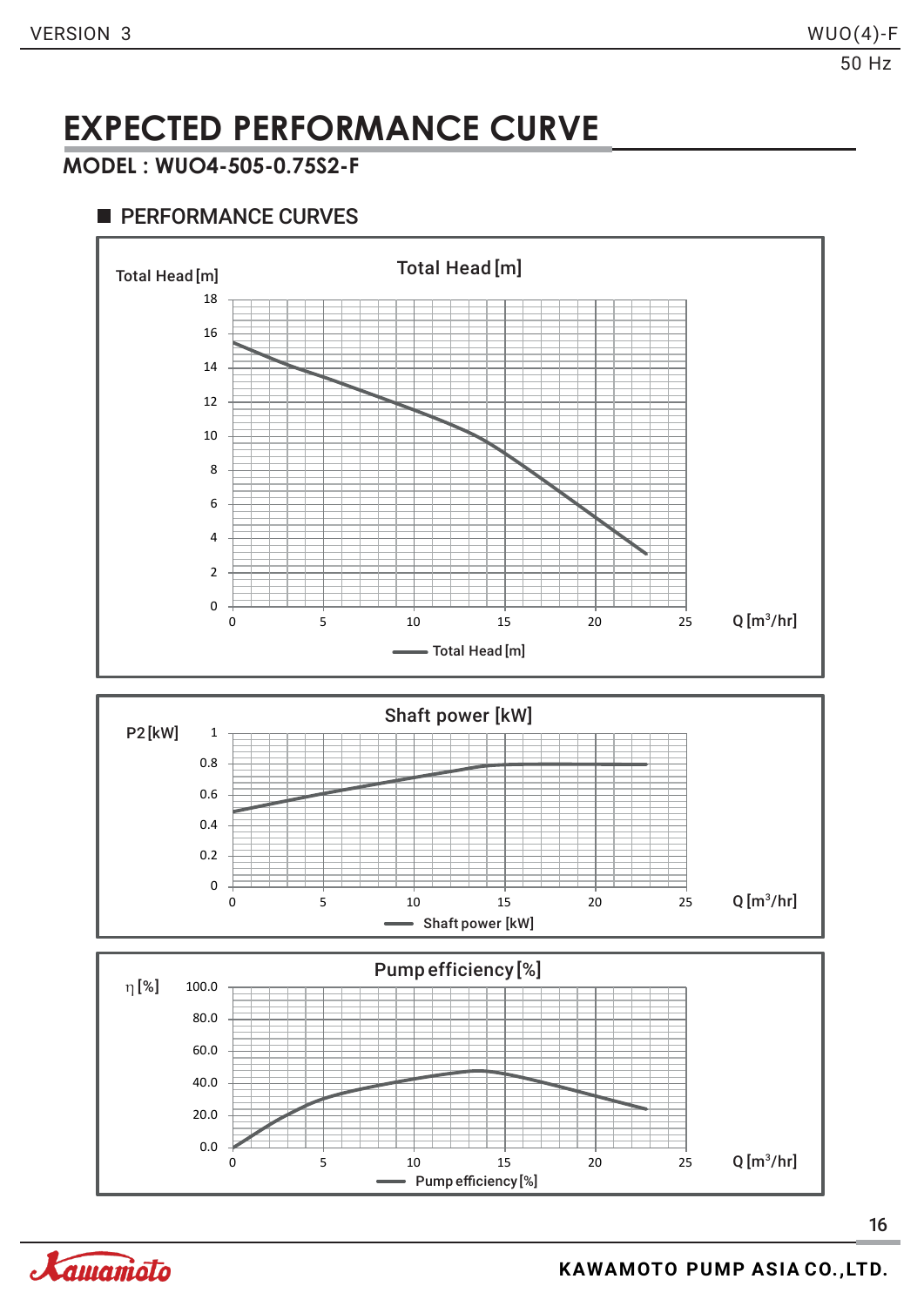# EXPECTED PERFORMANCE CURVE

## MODEL : WUO4-505-0.75S2-F

### PERFORMANCE CURVES

**Total Head [m]**

Total Head [m]

18, 16, 14, 12, 10, 8, 6, 4, 2, 0

0, 5, 10, 15, 20, 25 Q [m$^3$/hr]

Total Head [m]

**Shaft power [kW]**

P2 [kW]

1, 0.8, 0.6, 0.4, 0.2, 0

0, 5, 10, 15, 20, 25 Q [m$^3$/hr]

Shaft power [kW]

**Pump efficiency [%]**

η [%]

100.0, 80.0, 60.0, 40.0, 20.0, 0.0

0, 5, 10, 15, 20, 25 Q [m$^3$/hr]

Pump efficiency [%]

KAWAMOTO PUMP ASIA CO.,LTD.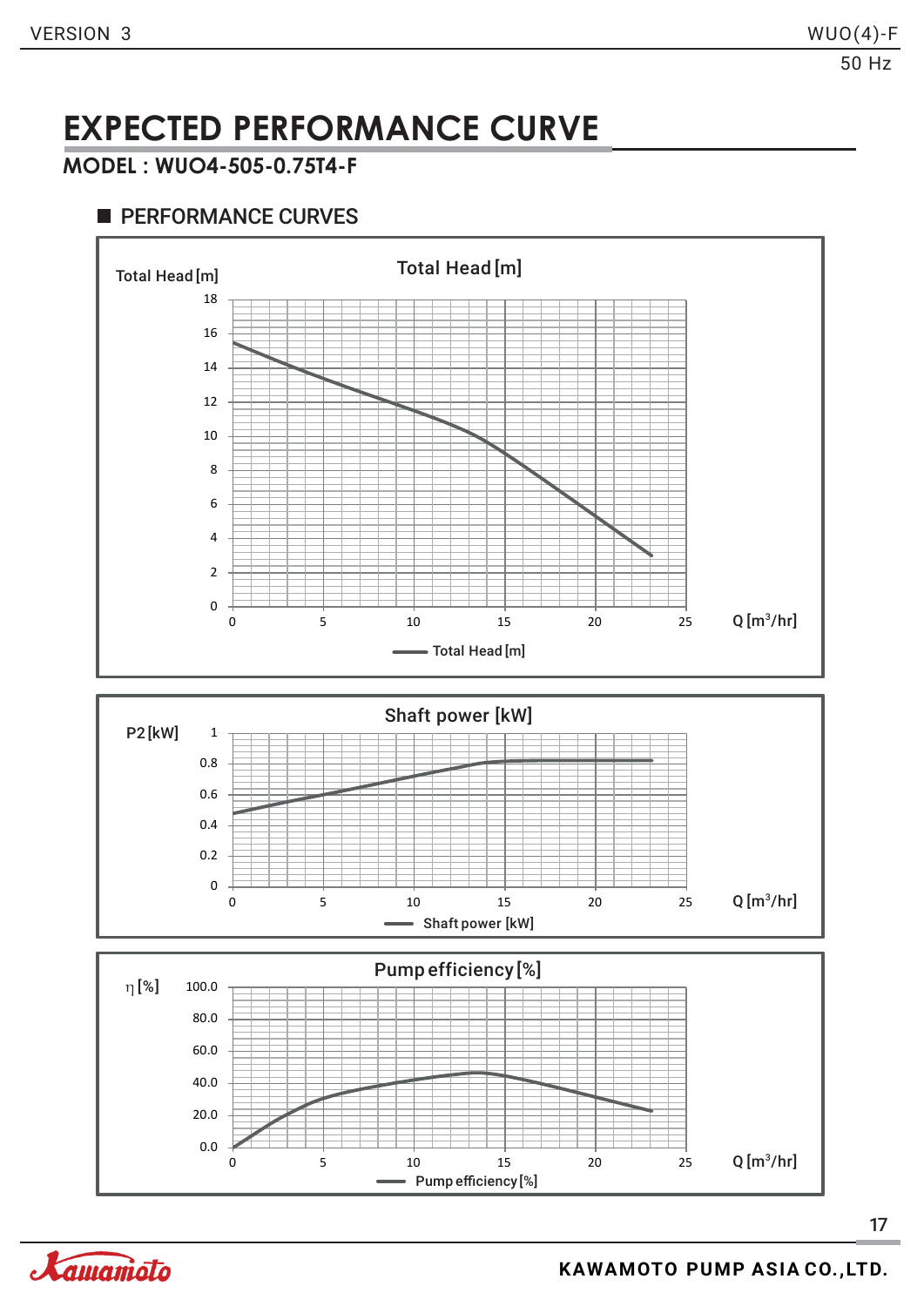# EXPECTED PERFORMANCE CURVE

**MODEL : WUO4-505-0.75T4-F**

## PERFORMANCE CURVES

Total Head [m]

Total Head [m]

18, 16, 14, 12, 10, 8, 6, 4, 2, 0

0, 5, 10, 15, 20, 25 Q [m³/hr]

Total Head [m]

Shaft power [kW]

P2 [kW]

1, 0.8, 0.6, 0.4, 0.2, 0

0, 5, 10, 15, 20, 25 Q [m³/hr]

Shaft power [kW]

Pump efficiency [%]

η [%]

100.0, 80.0, 60.0, 40.0, 20.0, 0.0

0, 5, 10, 15, 20, 25 Q [m³/hr]

Pump efficiency [%]

KAWAMOTO PUMP ASIA CO.,LTD.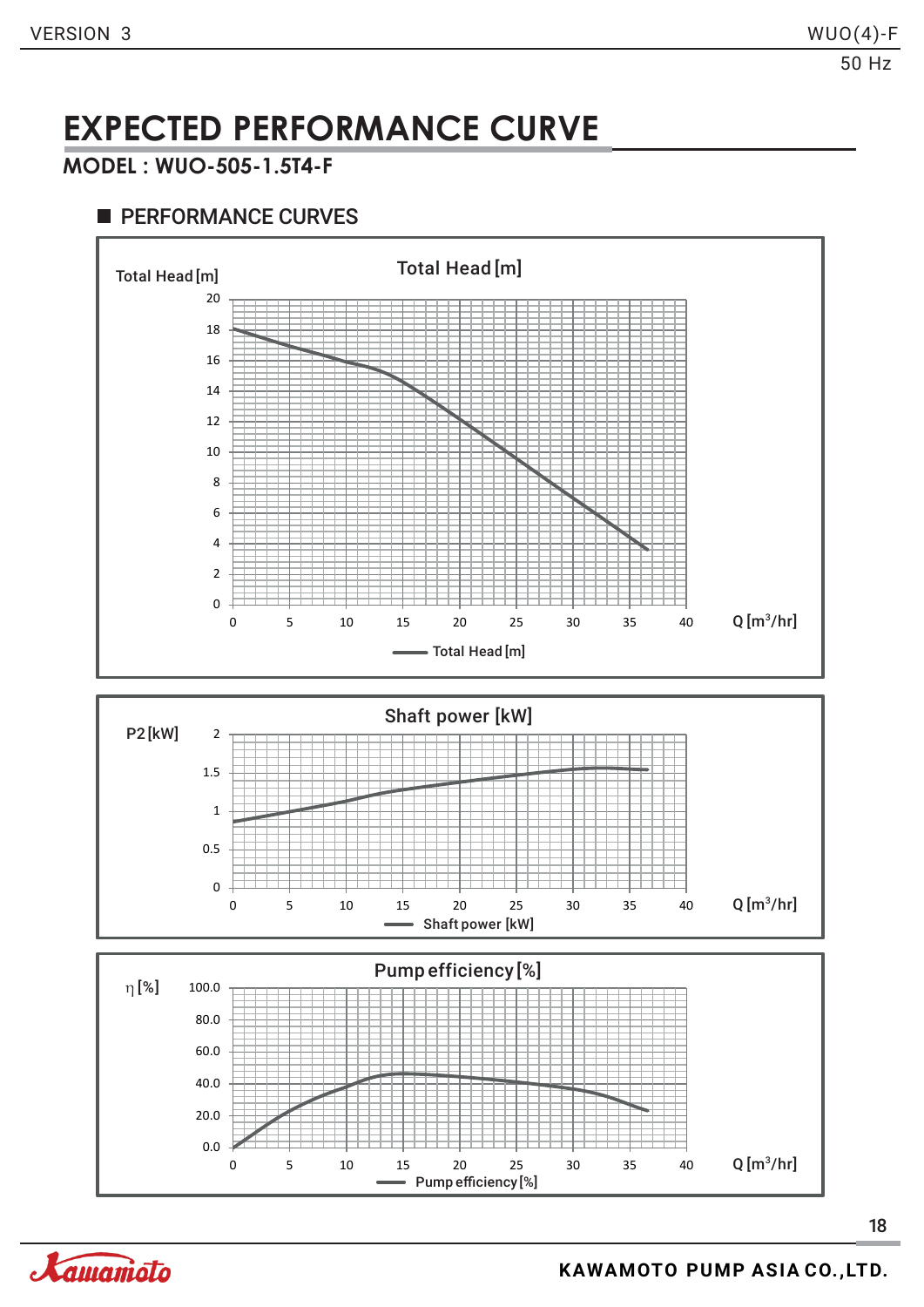# EXPECTED PERFORMANCE CURVE

## MODEL : WUO-505-1.5T4-F

### PERFORMANCE CURVES

**Total Head [m]**

Total Head [m]

20
18
16
14
12
10
8
6
4
2
0

0 5 10 15 20 25 30 35 40 Q [m³/hr]

Total Head [m]

**Shaft power [kW]**

P2 [kW]

2
1.5
1
0.5
0

0 5 10 15 20 25 30 35 40 Q [m³/hr]

Shaft power [kW]

**Pump efficiency [%]**

η [%]

100.0
80.0
60.0
40.0
20.0
0.0

0 5 10 15 20 25 30 35 40 Q [m³/hr]

Pump efficiency [%]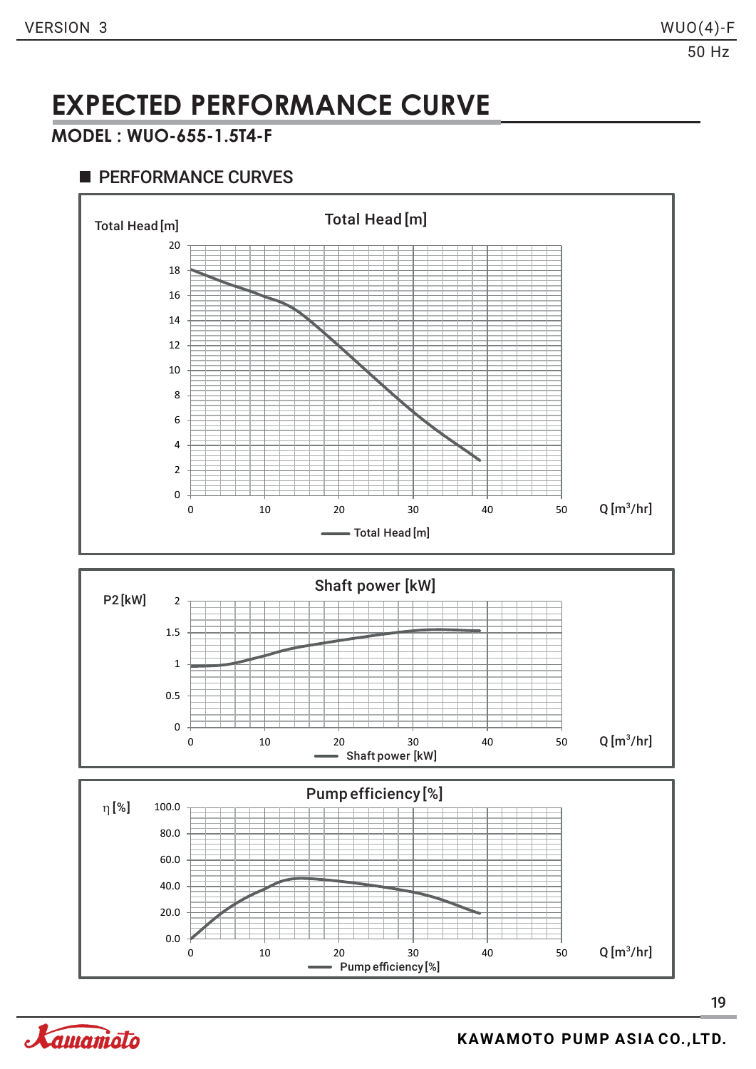# EXPECTED PERFORMANCE CURVE

## MODEL : WUO-655-1.5T4-F

### PERFORMANCE CURVES

**Total Head [m]**

Total Head [m]

20, 18, 16, 14, 12, 10, 8, 6, 4, 2, 0

0, 10, 20, 30, 40, 50 Q [m³/hr]

Total Head [m]

**Shaft power [kW]**

P2 [kW]

2, 1.5, 1, 0.5, 0

0, 10, 20, 30, 40, 50 Q [m³/hr]

Shaft power [kW]

**Pump efficiency [%]**

η [%]

100.0, 80.0, 60.0, 40.0, 20.0, 0.0

0, 10, 20, 30, 40, 50 Q [m³/hr]

Pump efficiency [%]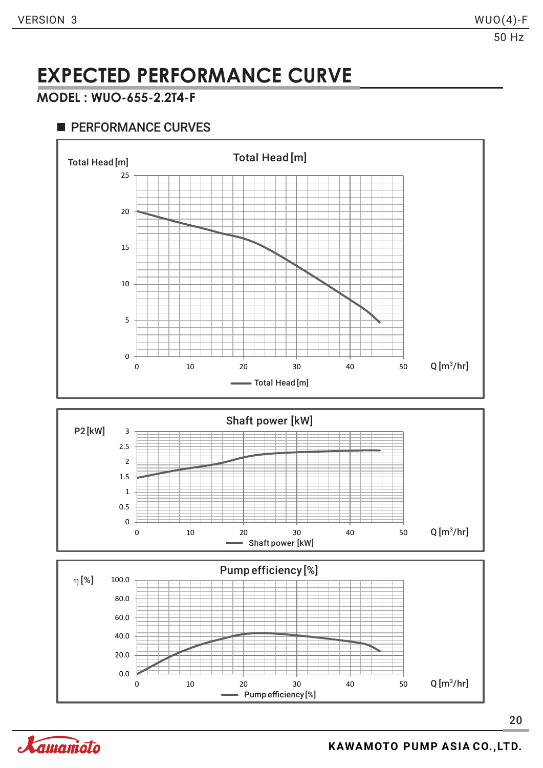# EXPECTED PERFORMANCE CURVE

## MODEL : WUO-655-2.2T4-F

### PERFORMANCE CURVES

Total Head [m]

Total Head [m]

Q [m³/hr]

Shaft power [kW]

P2 [kW]

Q [m³/hr]

Pump efficiency [%]

η [%]

Q [m³/hr]

KAWAMOTO PUMP ASIA CO.,LTD.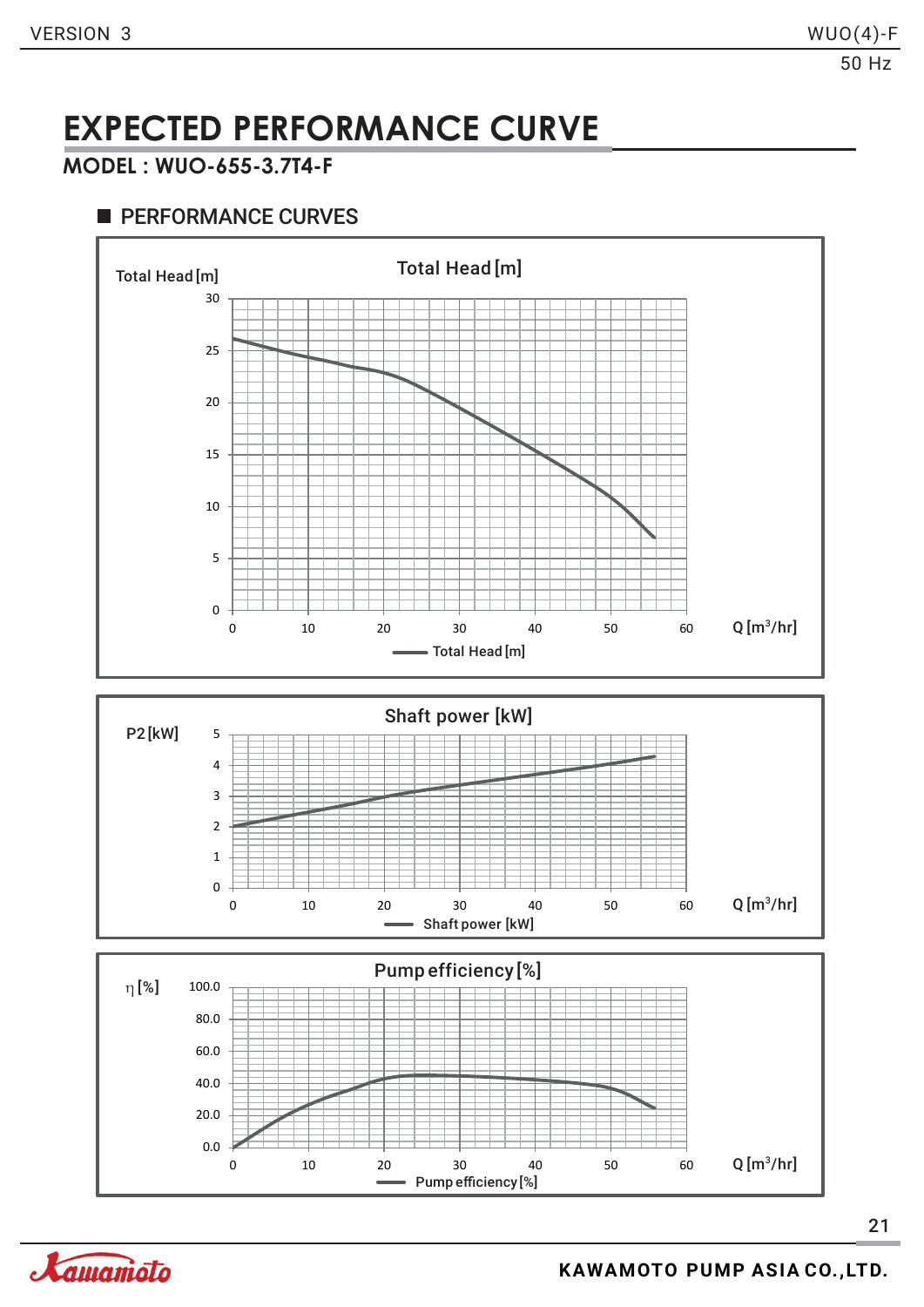# EXPECTED PERFORMANCE CURVE

**MODEL : WUO-655-3.7T4-F**

## PERFORMANCE CURVES

Total Head [m]

Total Head [m]

Q [m³/hr]

Shaft power [kW]

P2 [kW]

Q [m³/hr]

Pump efficiency [%]

η [%]

Q [m³/hr]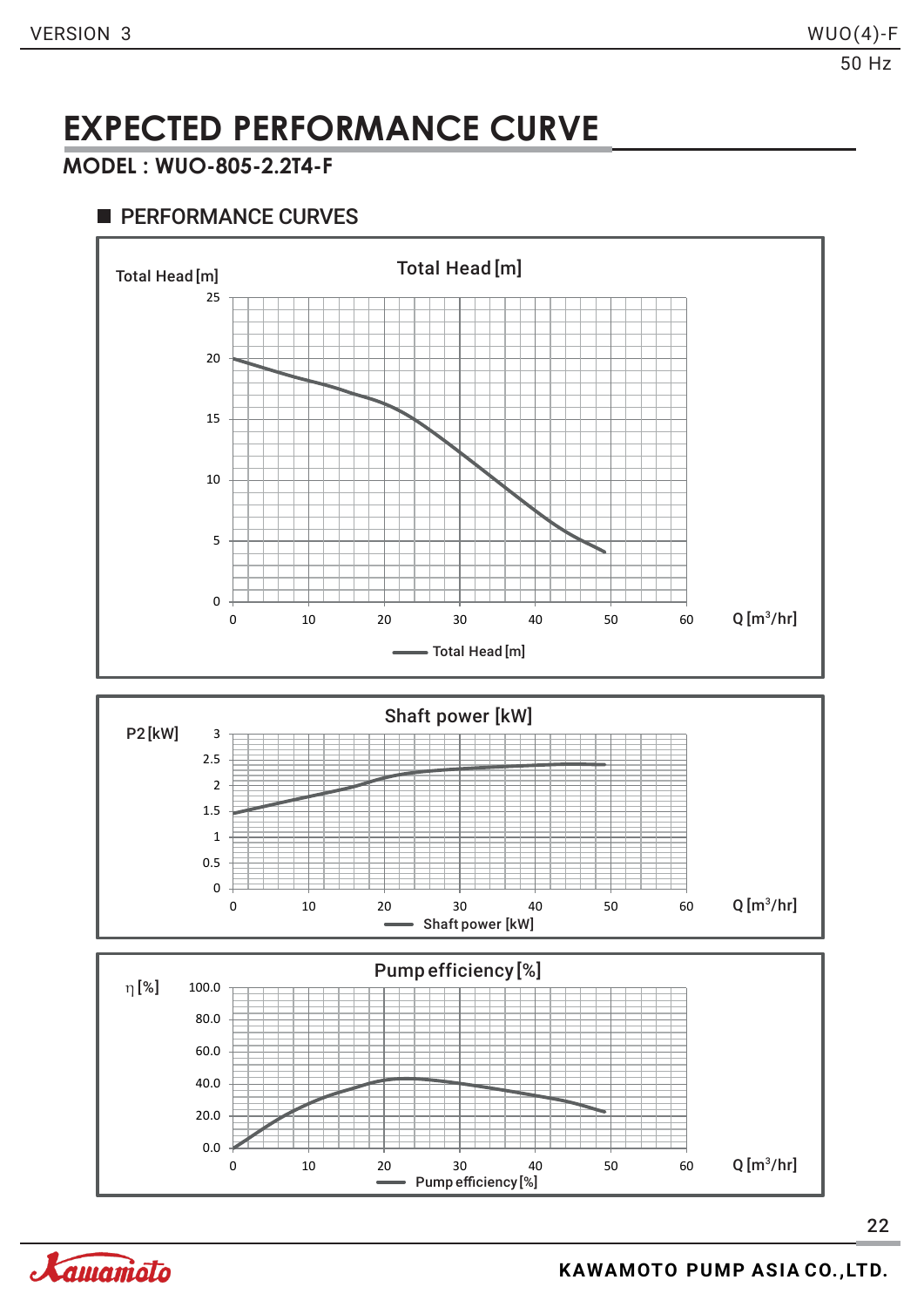# EXPECTED PERFORMANCE CURVE

## MODEL : WUO-805-2.2T4-F

### PERFORMANCE CURVES

**Total Head [m]**

Total Head [m]

25, 20, 15, 10, 5, 0

0, 10, 20, 30, 40, 50, 60 Q [m³/hr]

Total Head [m]

**Shaft power [kW]**

P2 [kW]

3, 2.5, 2, 1.5, 1, 0.5, 0

0, 10, 20, 30, 40, 50, 60 Q [m³/hr]

Shaft power [kW]

**Pump efficiency [%]**

η [%]

100.0, 80.0, 60.0, 40.0, 20.0, 0.0

0, 10, 20, 30, 40, 50, 60 Q [m³/hr]

Pump efficiency [%]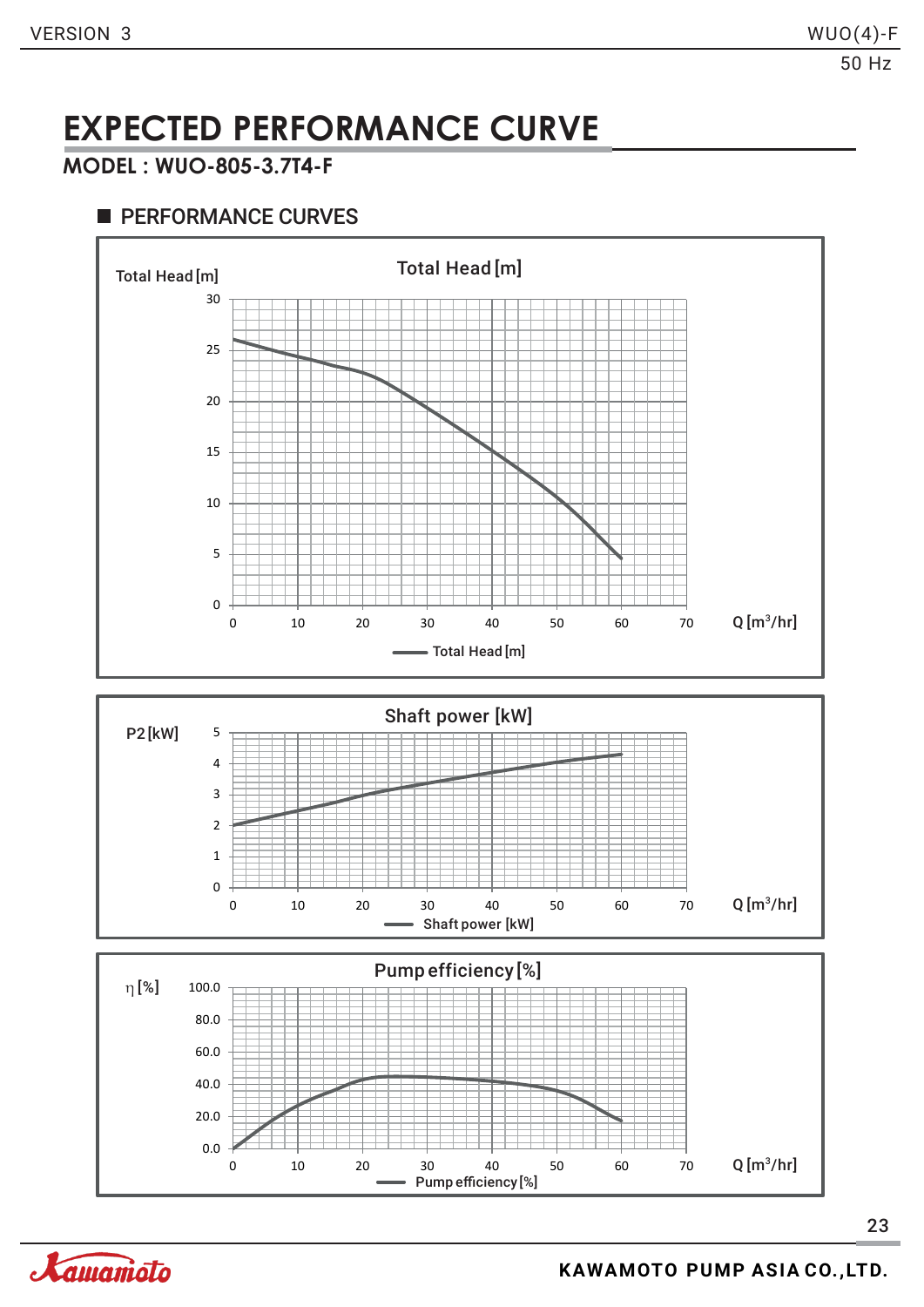# EXPECTED PERFORMANCE CURVE

**MODEL : WUO-805-3.7T4-F**

## PERFORMANCE CURVES

Total Head [m]

Total Head [m]

30, 25, 20, 15, 10, 5, 0

0, 10, 20, 30, 40, 50, 60, 70 Q [$m^3$/hr]

Total Head [m]

Shaft power [kW]

P2 [kW]

5, 4, 3, 2, 1, 0

0, 10, 20, 30, 40, 50, 60, 70 Q [$m^3$/hr]

Shaft power [kW]

Pump efficiency [%]

η [%]

100.0, 80.0, 60.0, 40.0, 20.0, 0.0

0, 10, 20, 30, 40, 50, 60, 70 Q [$m^3$/hr]

Pump efficiency [%]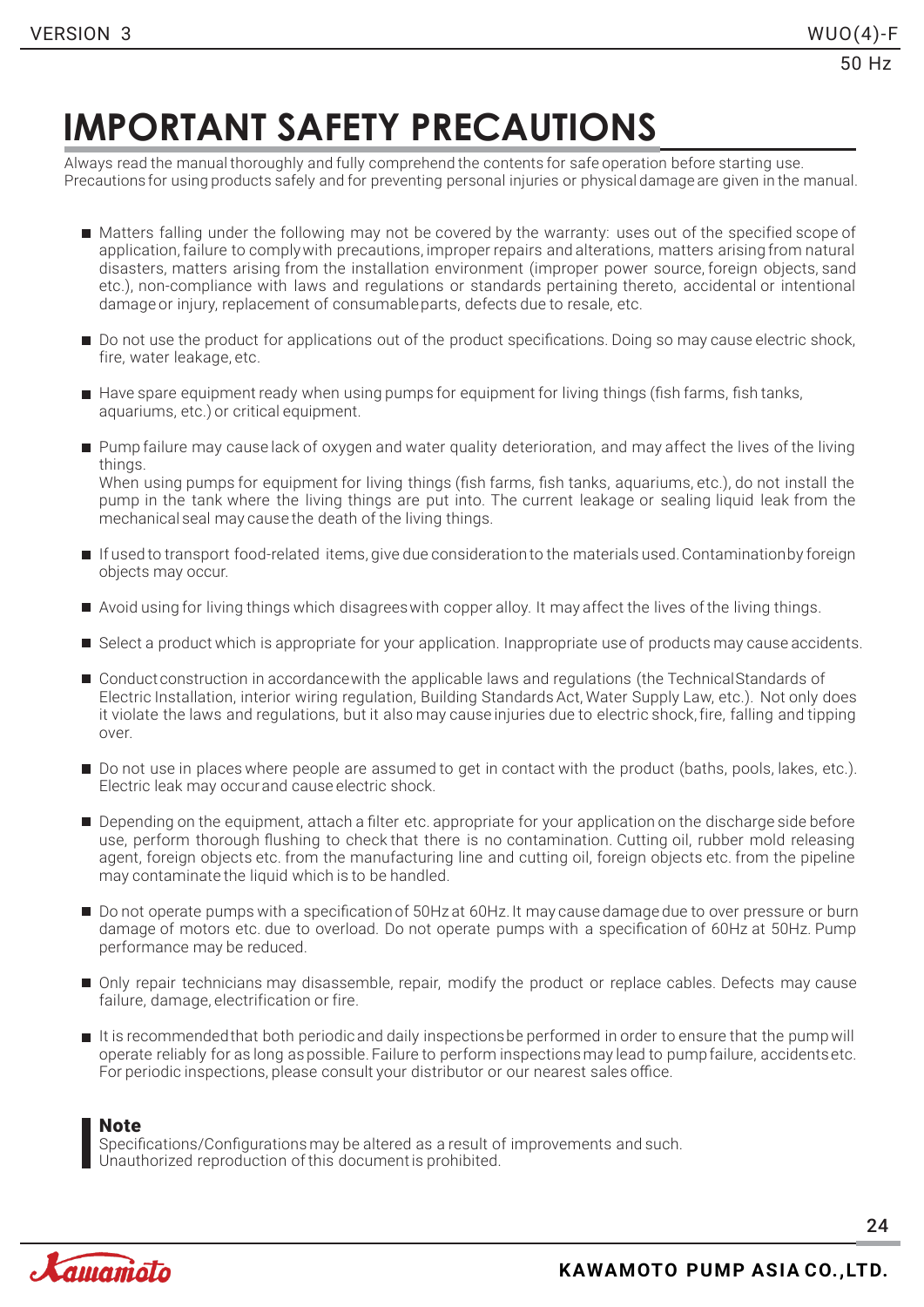# IMPORTANT SAFETY PRECAUTIONS

Always read the manual thoroughly and fully comprehend the contents for safe operation before starting use.
Precautions for using products safely and for preventing personal injuries or physical damage are given in the manual.

- Matters falling under the following may not be covered by the warranty: uses out of the specified scope of application, failure to comply with precautions, improper repairs and alterations, matters arising from natural disasters, matters arising from the installation environment (improper power source, foreign objects, sand etc.), non-compliance with laws and regulations or standards pertaining thereto, accidental or intentional damage or injury, replacement of consumable parts, defects due to resale, etc.

- Do not use the product for applications out of the product specifications. Doing so may cause electric shock, fire, water leakage, etc.

- Have spare equipment ready when using pumps for equipment for living things (fish farms, fish tanks, aquariums, etc.) or critical equipment.

- Pump failure may cause lack of oxygen and water quality deterioration, and may affect the lives of the living things.
  When using pumps for equipment for living things (fish farms, fish tanks, aquariums, etc.), do not install the pump in the tank where the living things are put into. The current leakage or sealing liquid leak from the mechanical seal may cause the death of the living things.

- If used to transport food-related items, give due consideration to the materials used. Contamination by foreign objects may occur.

- Avoid using for living things which disagrees with copper alloy. It may affect the lives of the living things.

- Select a product which is appropriate for your application. Inappropriate use of products may cause accidents.

- Conduct construction in accordance with the applicable laws and regulations (the Technical Standards of Electric Installation, interior wiring regulation, Building Standards Act, Water Supply Law, etc.). Not only does it violate the laws and regulations, but it also may cause injuries due to electric shock, fire, falling and tipping over.

- Do not use in places where people are assumed to get in contact with the product (baths, pools, lakes, etc.). Electric leak may occur and cause electric shock.

- Depending on the equipment, attach a filter etc. appropriate for your application on the discharge side before use, perform thorough flushing to check that there is no contamination. Cutting oil, rubber mold releasing agent, foreign objects etc. from the manufacturing line and cutting oil, foreign objects etc. from the pipeline may contaminate the liquid which is to be handled.

- Do not operate pumps with a specification of 50Hz at 60Hz. It may cause damage due to over pressure or burn damage of motors etc. due to overload. Do not operate pumps with a specification of 60Hz at 50Hz. Pump performance may be reduced.

- Only repair technicians may disassemble, repair, modify the product or replace cables. Defects may cause failure, damage, electrification or fire.

- It is recommended that both periodic and daily inspections be performed in order to ensure that the pump will operate reliably for as long as possible. Failure to perform inspections may lead to pump failure, accidents etc. For periodic inspections, please consult your distributor or our nearest sales office.

**Note**

Specifications/Configurations may be altered as a result of improvements and such.
Unauthorized reproduction of this document is prohibited.